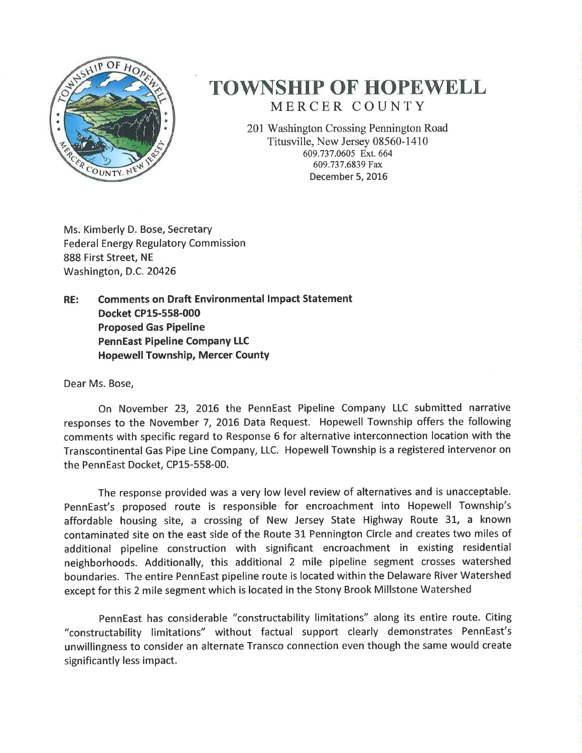# TOWNSHIP OF HOPEWELL

MERCER COUNTY

201 Washington Crossing Pennington Road
Titusville, New Jersey 08560-1410
609.737.0605 Ext. 664
609.737.6839 Fax
December 5, 2016

Ms. Kimberly D. Bose, Secretary
Federal Energy Regulatory Commission
888 First Street, NE
Washington, D.C. 20426

**RE: Comments on Draft Environmental Impact Statement**
**Docket CP15-558-000**
**Proposed Gas Pipeline**
**PennEast Pipeline Company LLC**
**Hopewell Township, Mercer County**

Dear Ms. Bose,

On November 23, 2016 the PennEast Pipeline Company LLC submitted narrative responses to the November 7, 2016 Data Request. Hopewell Township offers the following comments with specific regard to Response 6 for alternative interconnection location with the Transcontinental Gas Pipe Line Company, LLC. Hopewell Township is a registered intervenor on the PennEast Docket, CP15-558-00.

The response provided was a very low level review of alternatives and is unacceptable. PennEast's proposed route is responsible for encroachment into Hopewell Township's affordable housing site, a crossing of New Jersey State Highway Route 31, a known contaminated site on the east side of the Route 31 Pennington Circle and creates two miles of additional pipeline construction with significant encroachment in existing residential neighborhoods. Additionally, this additional 2 mile pipeline segment crosses watershed boundaries. The entire PennEast pipeline route is located within the Delaware River Watershed except for this 2 mile segment which is located in the Stony Brook Millstone Watershed

PennEast has considerable "constructability limitations" along its entire route. Citing "constructability limitations" without factual support clearly demonstrates PennEast's unwillingness to consider an alternate Transco connection even though the same would create significantly less impact.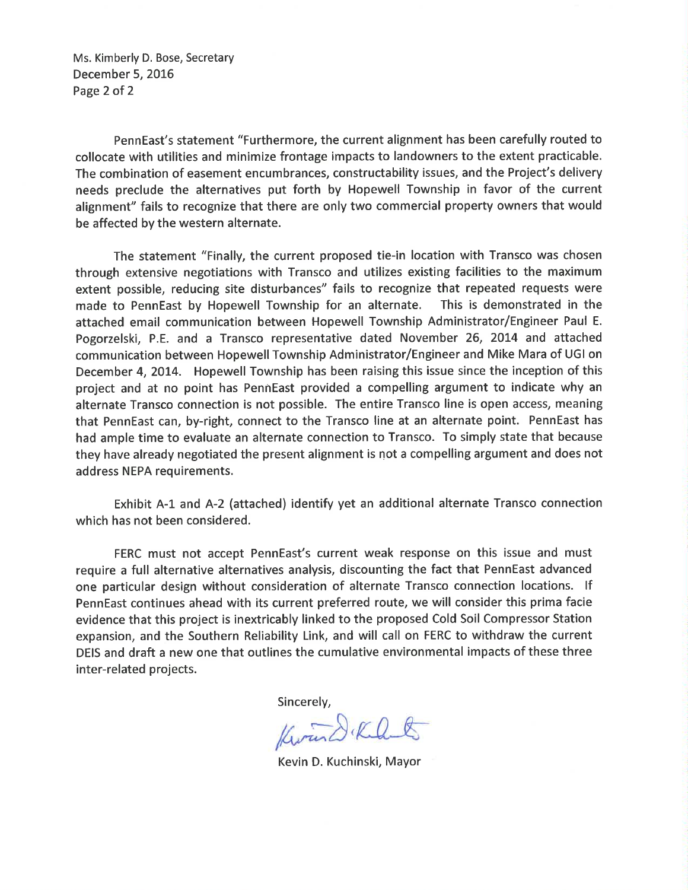Ms. Kimberly D. Bose, Secretary
December 5, 2016

PennEast's statement "Furthermore, the current alignment has been carefully routed to collocate with utilities and minimize frontage impacts to landowners to the extent practicable. The combination of easement encumbrances, constructability issues, and the Project's delivery needs preclude the alternatives put forth by Hopewell Township in favor of the current alignment" fails to recognize that there are only two commercial property owners that would be affected by the western alternate.

The statement "Finally, the current proposed tie-in location with Transco was chosen through extensive negotiations with Transco and utilizes existing facilities to the maximum extent possible, reducing site disturbances" fails to recognize that repeated requests were made to PennEast by Hopewell Township for an alternate. This is demonstrated in the attached email communication between Hopewell Township Administrator/Engineer Paul E. Pogorzelski, P.E. and a Transco representative dated November 26, 2014 and attached communication between Hopewell Township Administrator/Engineer and Mike Mara of UGI on December 4, 2014. Hopewell Township has been raising this issue since the inception of this project and at no point has PennEast provided a compelling argument to indicate why an alternate Transco connection is not possible. The entire Transco line is open access, meaning that PennEast can, by-right, connect to the Transco line at an alternate point. PennEast has had ample time to evaluate an alternate connection to Transco. To simply state that because they have already negotiated the present alignment is not a compelling argument and does not address NEPA requirements.

Exhibit A-1 and A-2 (attached) identify yet an additional alternate Transco connection which has not been considered.

FERC must not accept PennEast's current weak response on this issue and must require a full alternative alternatives analysis, discounting the fact that PennEast advanced one particular design without consideration of alternate Transco connection locations. If PennEast continues ahead with its current preferred route, we will consider this prima facie evidence that this project is inextricably linked to the proposed Cold Soil Compressor Station expansion, and the Southern Reliability Link, and will call on FERC to withdraw the current DEIS and draft a new one that outlines the cumulative environmental impacts of these three inter-related projects.

Sincerely,

Kevin D. Kuchinski, Mayor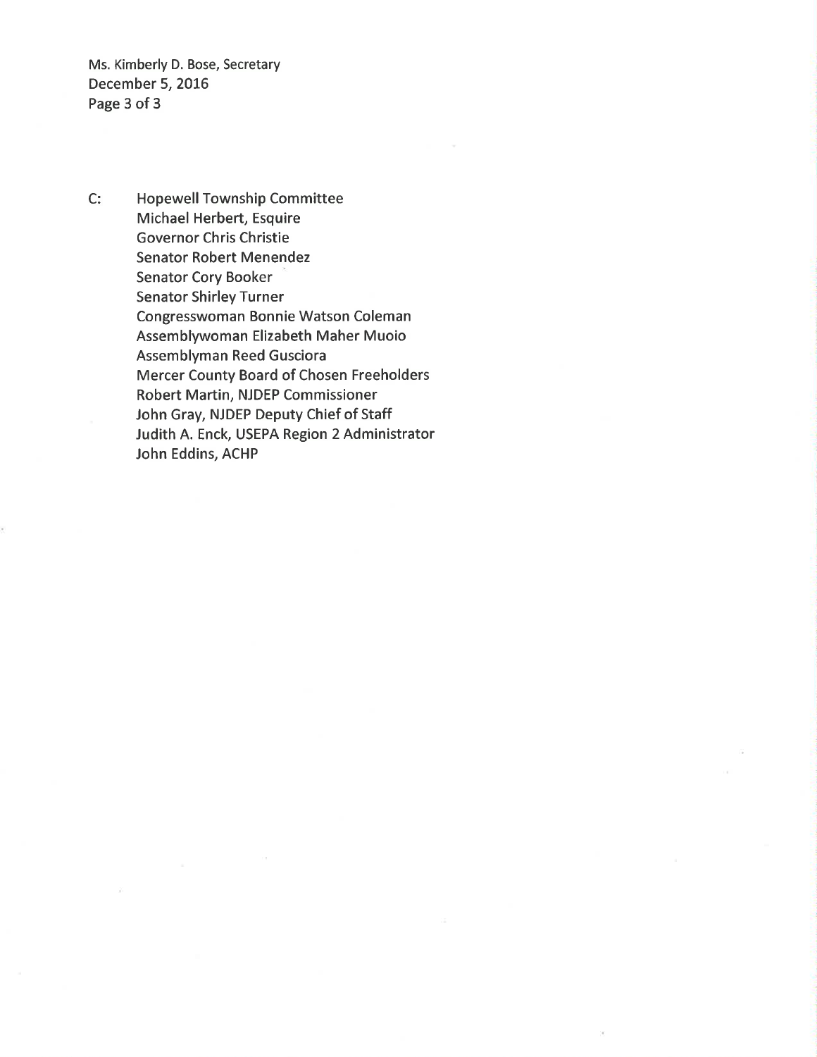C: Hopewell Township Committee
Michael Herbert, Esquire
Governor Chris Christie
Senator Robert Menendez
Senator Cory Booker
Senator Shirley Turner
Congresswoman Bonnie Watson Coleman
Assemblywoman Elizabeth Maher Muoio
Assemblyman Reed Gusciora
Mercer County Board of Chosen Freeholders
Robert Martin, NJDEP Commissioner
John Gray, NJDEP Deputy Chief of Staff
Judith A. Enck, USEPA Region 2 Administrator
John Eddins, ACHP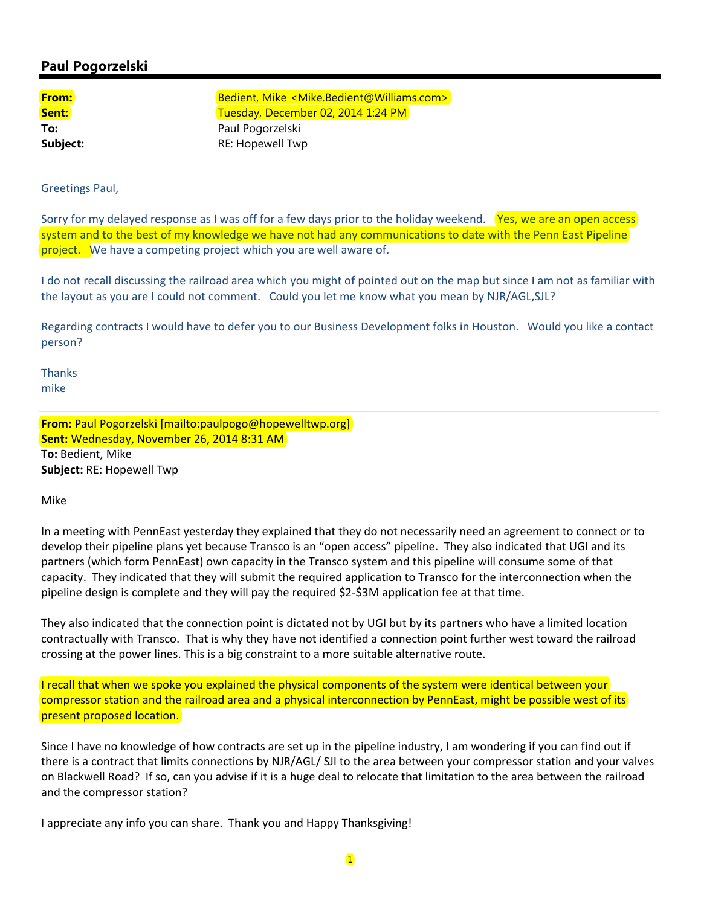## Paul Pogorzelski

| | |
|---|---|
| **From:** | Bedient, Mike <Mike.Bedient@Williams.com> |
| **Sent:** | Tuesday, December 02, 2014 1:24 PM |
| **To:** | Paul Pogorzelski |
| **Subject:** | RE: Hopewell Twp |

Greetings Paul,

Sorry for my delayed response as I was off for a few days prior to the holiday weekend. Yes, we are an open access system and to the best of my knowledge we have not had any communications to date with the Penn East Pipeline project. We have a competing project which you are well aware of.

I do not recall discussing the railroad area which you might of pointed out on the map but since I am not as familiar with the layout as you are I could not comment. Could you let me know what you mean by NJR/AGL,SJL?

Regarding contracts I would have to defer you to our Business Development folks in Houston. Would you like a contact person?

Thanks
mike

**From:** Paul Pogorzelski [mailto:paulpogo@hopewelltwp.org]
**Sent:** Wednesday, November 26, 2014 8:31 AM
**To:** Bedient, Mike
**Subject:** RE: Hopewell Twp

Mike

In a meeting with PennEast yesterday they explained that they do not necessarily need an agreement to connect or to develop their pipeline plans yet because Transco is an "open access" pipeline. They also indicated that UGI and its partners (which form PennEast) own capacity in the Transco system and this pipeline will consume some of that capacity. They indicated that they will submit the required application to Transco for the interconnection when the pipeline design is complete and they will pay the required $2-$3M application fee at that time.

They also indicated that the connection point is dictated not by UGI but by its partners who have a limited location contractually with Transco. That is why they have not identified a connection point further west toward the railroad crossing at the power lines. This is a big constraint to a more suitable alternative route.

I recall that when we spoke you explained the physical components of the system were identical between your compressor station and the railroad area and a physical interconnection by PennEast, might be possible west of its present proposed location.

Since I have no knowledge of how contracts are set up in the pipeline industry, I am wondering if you can find out if there is a contract that limits connections by NJR/AGL/ SJI to the area between your compressor station and your valves on Blackwell Road? If so, can you advise if it is a huge deal to relocate that limitation to the area between the railroad and the compressor station?

I appreciate any info you can share. Thank you and Happy Thanksgiving!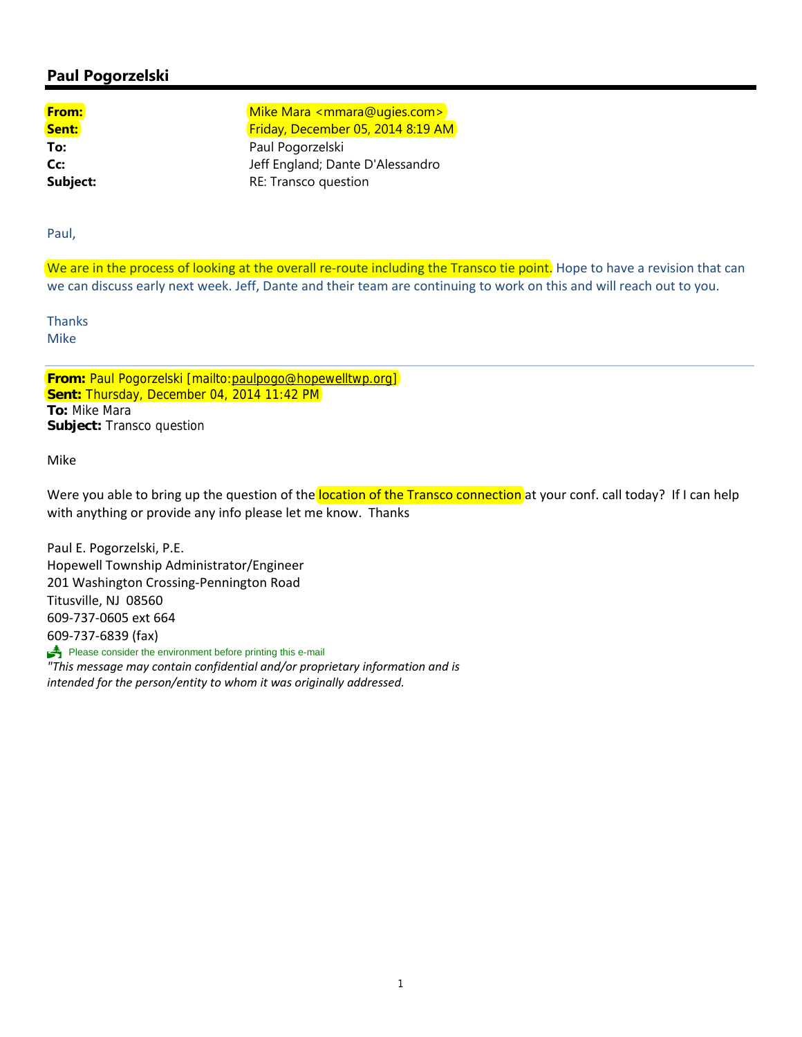## Paul Pogorzelski

---

**From:** Mike Mara <mmara@ugies.com>
**Sent:** Friday, December 05, 2014 8:19 AM
**To:** Paul Pogorzelski
**Cc:** Jeff England; Dante D'Alessandro
**Subject:** RE: Transco question

Paul,

We are in the process of looking at the overall re-route including the Transco tie point. Hope to have a revision that can we can discuss early next week. Jeff, Dante and their team are continuing to work on this and will reach out to you.

Thanks
Mike

---

**From:** Paul Pogorzelski [mailto:paulpogo@hopewelltwp.org]
**Sent:** Thursday, December 04, 2014 11:42 PM
**To:** Mike Mara
**Subject:** Transco question

Mike

Were you able to bring up the question of the location of the Transco connection at your conf. call today? If I can help with anything or provide any info please let me know. Thanks

Paul E. Pogorzelski, P.E.
Hopewell Township Administrator/Engineer
201 Washington Crossing-Pennington Road
Titusville, NJ 08560
609-737-0605 ext 664
609-737-6839 (fax)
Please consider the environment before printing this e-mail
*"This message may contain confidential and/or proprietary information and is intended for the person/entity to whom it was originally addressed.*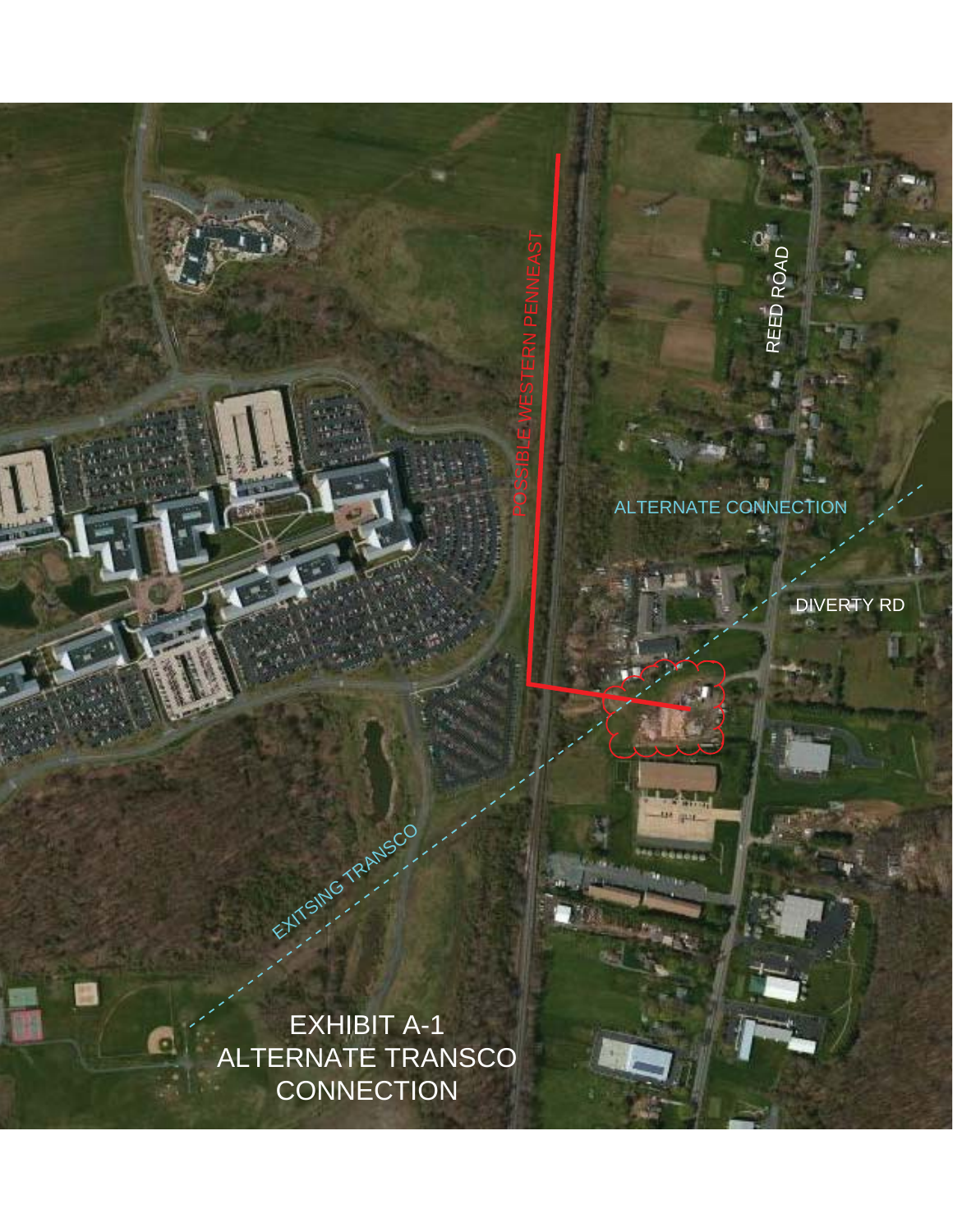POSSIBLE WESTERN PENNEAST

REED ROAD

ALTERNATE CONNECTION

DIVERTY RD

EXITSING TRANSCO

EXHIBIT A-1
ALTERNATE TRANSCO
CONNECTION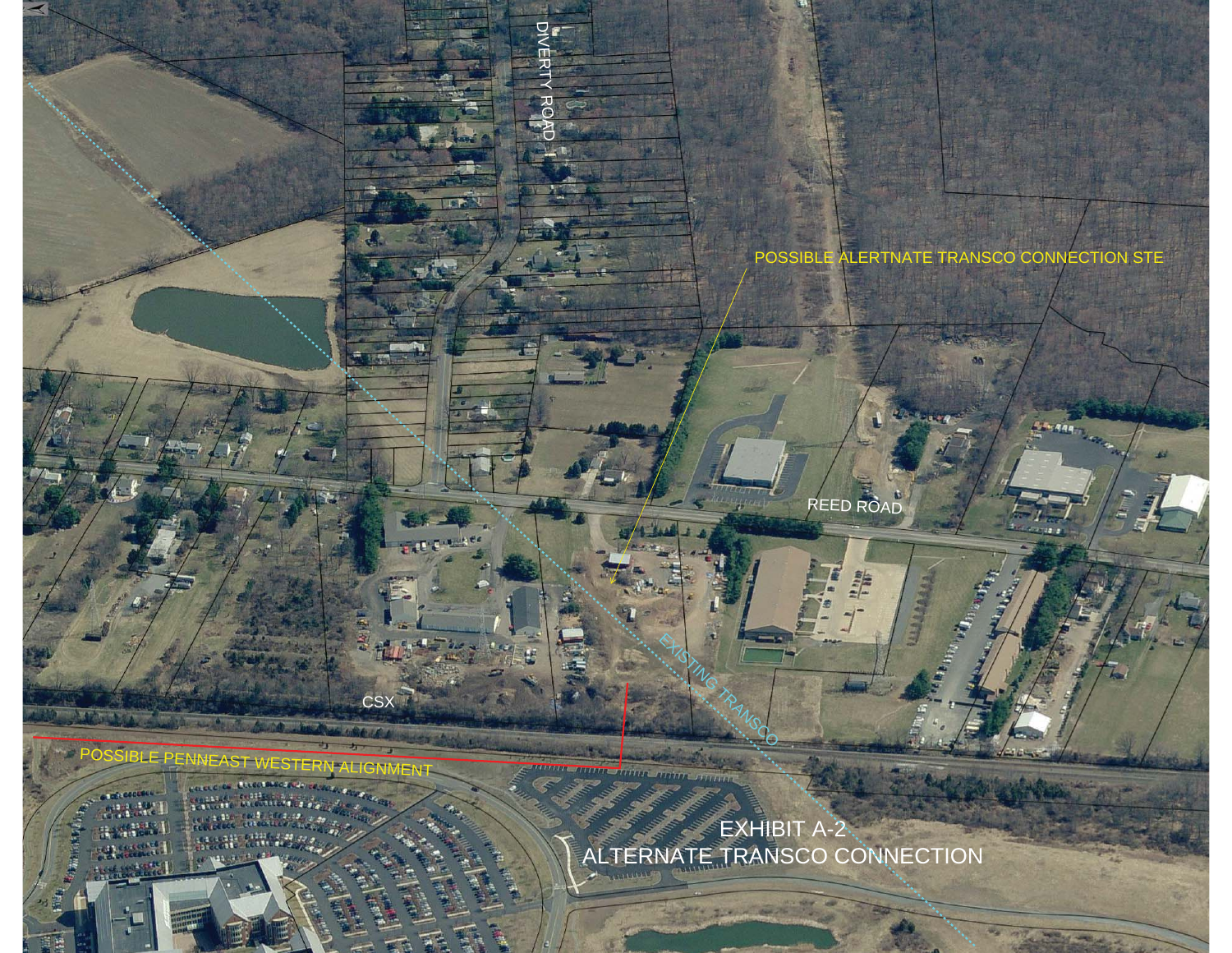DIVERTY ROAD

POSSIBLE ALERTNATE TRANSCO CONNECTION STE

REED ROAD

EXISTING TRANSCO

CSX

POSSIBLE PENNEAST WESTERN ALIGNMENT

EXHIBIT A-2
ALTERNATE TRANSCO CONNECTION